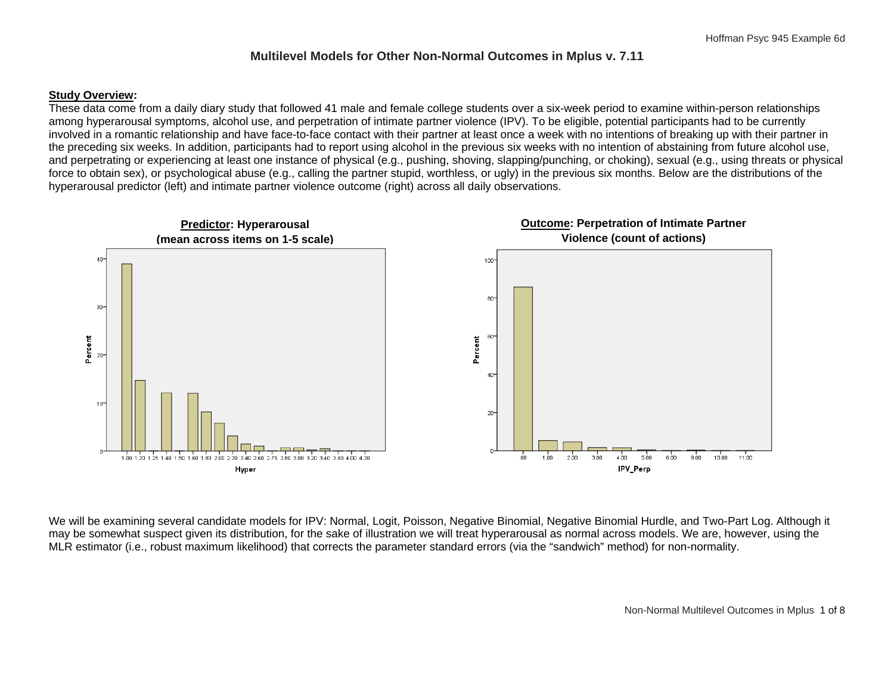# Multilevel Models for Other Non-Normal Outcomes in Mplus v. 7.11

**Study Overview:**

These data come from a daily diary study that followed 41 male and female college students over a six-week period to examine within-person relationships among hyperarousal symptoms, alcohol use, and perpetration of intimate partner violence (IPV). To be eligible, potential participants had to be currently involved in a romantic relationship and have face-to-face contact with their partner at least once a week with no intentions of breaking up with their partner in the preceding six weeks. In addition, participants had to report using alcohol in the previous six weeks with no intention of abstaining from future alcohol use, and perpetrating or experiencing at least one instance of physical (e.g., pushing, shoving, slapping/punching, or choking), sexual (e.g., using threats or physical force to obtain sex), or psychological abuse (e.g., calling the partner stupid, worthless, or ugly) in the previous six months. Below are the distributions of the hyperarousal predictor (left) and intimate partner violence outcome (right) across all daily observations.

**Predictor: Hyperarousal (mean across items on 1-5 scale)**

**Outcome: Perpetration of Intimate Partner Violence (count of actions)**

We will be examining several candidate models for IPV: Normal, Logit, Poisson, Negative Binomial, Negative Binomial Hurdle, and Two-Part Log. Although it may be somewhat suspect given its distribution, for the sake of illustration we will treat hyperarousal as normal across models. We are, however, using the MLR estimator (i.e., robust maximum likelihood) that corrects the parameter standard errors (via the "sandwich" method) for non-normality.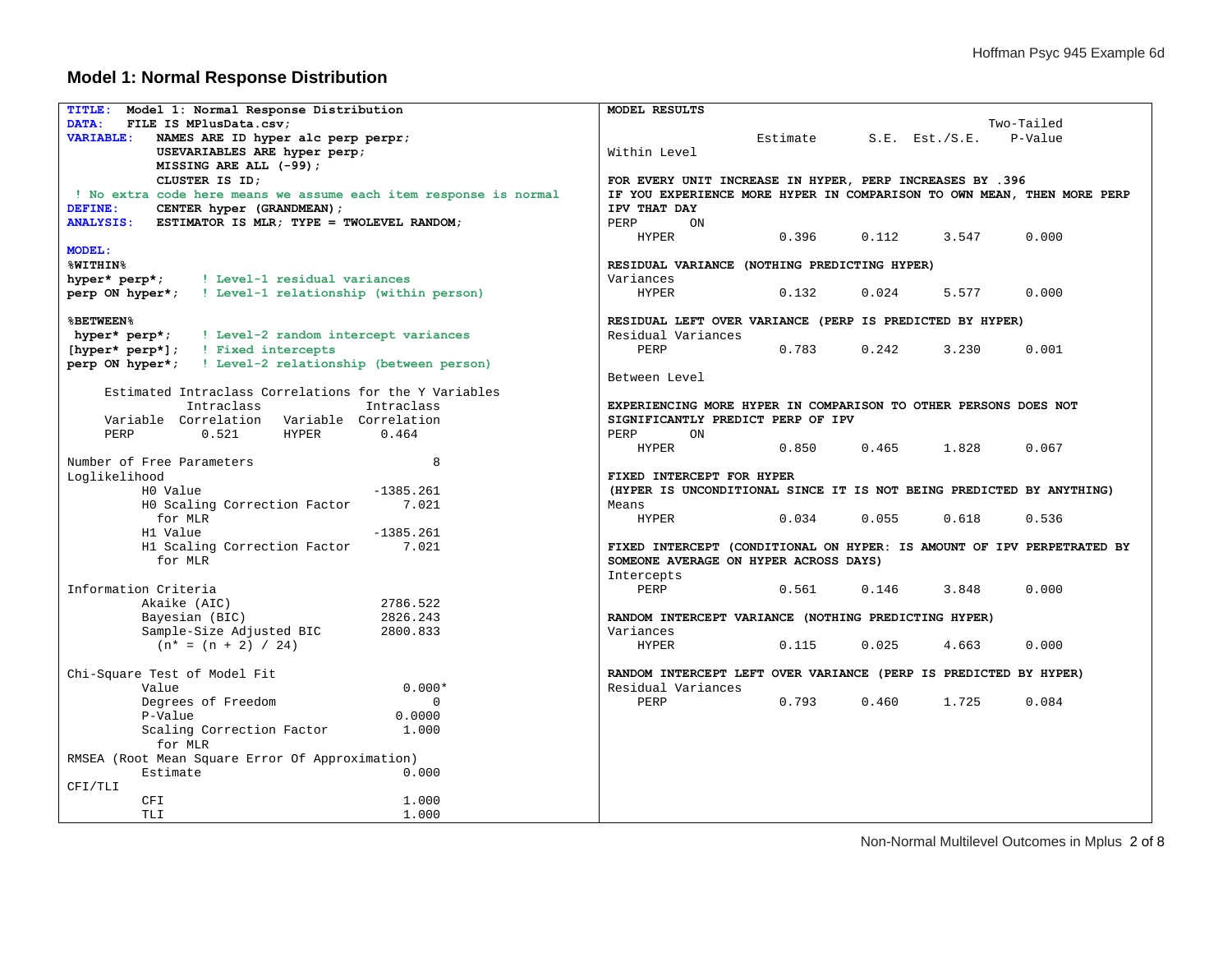## Model 1: Normal Response Distribution

```
TITLE:  Model 1: Normal Response Distribution
DATA:   FILE IS MPlusData.csv;
VARIABLE:   NAMES ARE ID hyper alc perp perpr;
            USEVARIABLES ARE hyper perp;
            MISSING ARE ALL (-99);
            CLUSTER IS ID;
 ! No extra code here means we assume each item response is normal
DEFINE:     CENTER hyper (GRANDMEAN);
ANALYSIS:   ESTIMATOR IS MLR; TYPE = TWOLEVEL RANDOM;

MODEL:
%WITHIN%
hyper* perp*;     ! Level-1 residual variances
perp ON hyper*;   ! Level-1 relationship (within person)

%BETWEEN%
 hyper* perp*;    ! Level-2 random intercept variances
[hyper* perp*];   ! Fixed intercepts
perp ON hyper*;   ! Level-2 relationship (between person)

     Estimated Intraclass Correlations for the Y Variables
                Intraclass              Intraclass
     Variable  Correlation   Variable  Correlation
     PERP         0.521      HYPER       0.464

Number of Free Parameters                        8
Loglikelihood
          H0 Value                       -1385.261
          H0 Scaling Correction Factor       7.021
            for MLR
          H1 Value                       -1385.261
          H1 Scaling Correction Factor       7.021
            for MLR

Information Criteria
          Akaike (AIC)                    2786.522
          Bayesian (BIC)                  2826.243
          Sample-Size Adjusted BIC        2800.833
            (n* = (n + 2) / 24)

Chi-Square Test of Model Fit
          Value                              0.000*
          Degrees of Freedom                     0
          P-Value                           0.0000
          Scaling Correction Factor          1.000
            for MLR
RMSEA (Root Mean Square Error Of Approximation)
          Estimate                           0.000
CFI/TLI
          CFI                                1.000
          TLI                                1.000
```

```
MODEL RESULTS
                                                    Two-Tailed
                    Estimate       S.E.  Est./S.E.    P-Value
Within Level

FOR EVERY UNIT INCREASE IN HYPER, PERP INCREASES BY .396
IF YOU EXPERIENCE MORE HYPER IN COMPARISON TO OWN MEAN, THEN MORE PERP
IPV THAT DAY
PERP       ON
    HYPER              0.396      0.112      3.547      0.000

RESIDUAL VARIANCE (NOTHING PREDICTING HYPER)
Variances
    HYPER              0.132      0.024      5.577      0.000

RESIDUAL LEFT OVER VARIANCE (PERP IS PREDICTED BY HYPER)
Residual Variances
    PERP               0.783      0.242      3.230      0.001

Between Level

EXPERIENCING MORE HYPER IN COMPARISON TO OTHER PERSONS DOES NOT
SIGNIFICANTLY PREDICT PERP OF IPV
PERP       ON
    HYPER              0.850      0.465      1.828      0.067

FIXED INTERCEPT FOR HYPER
(HYPER IS UNCONDITIONAL SINCE IT IS NOT BEING PREDICTED BY ANYTHING)
Means
    HYPER              0.034      0.055      0.618      0.536

FIXED INTERCEPT (CONDITIONAL ON HYPER: IS AMOUNT OF IPV PERPETRATED BY
SOMEONE AVERAGE ON HYPER ACROSS DAYS)
Intercepts
    PERP               0.561      0.146      3.848      0.000

RANDOM INTERCEPT VARIANCE (NOTHING PREDICTING HYPER)
Variances
    HYPER              0.115      0.025      4.663      0.000

RANDOM INTERCEPT LEFT OVER VARIANCE (PERP IS PREDICTED BY HYPER)
Residual Variances
    PERP               0.793      0.460      1.725      0.084
```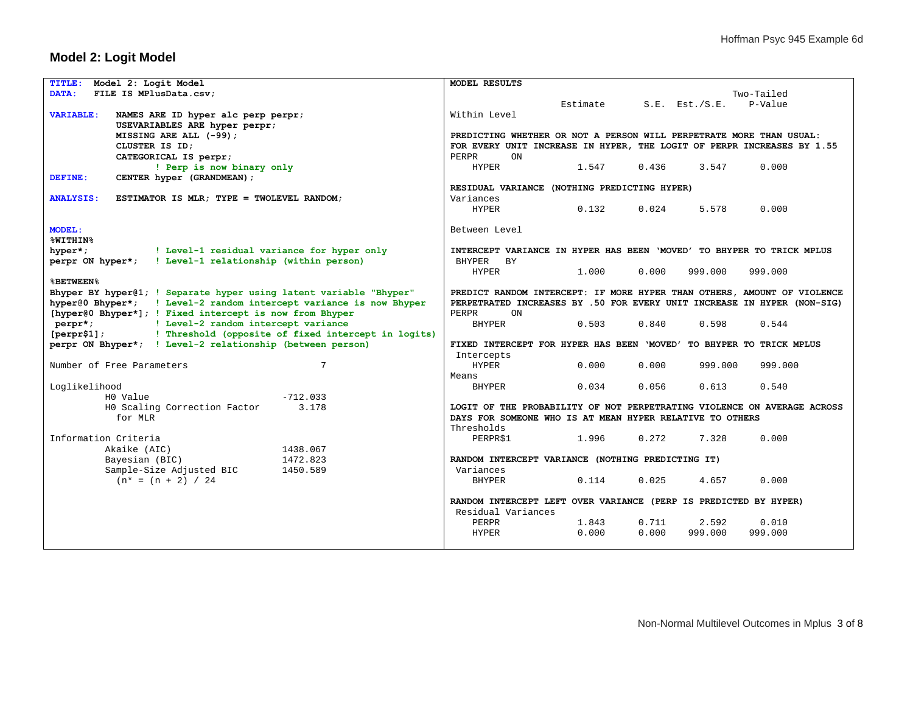## Model 2: Logit Model

```
TITLE:  Model 2: Logit Model
DATA:   FILE IS MPlusData.csv;

VARIABLE:   NAMES ARE ID hyper alc perp perpr;
            USEVARIABLES ARE hyper perpr;
            MISSING ARE ALL (-99);
            CLUSTER IS ID;
            CATEGORICAL IS perpr;
                   ! Perp is now binary only
DEFINE:     CENTER hyper (GRANDMEAN);

ANALYSIS:   ESTIMATOR IS MLR; TYPE = TWOLEVEL RANDOM;


MODEL:
%WITHIN%
hyper*;             ! Level-1 residual variance for hyper only
perpr ON hyper*;    ! Level-1 relationship (within person)

%BETWEEN%
Bhyper BY hyper@1; ! Separate hyper using latent variable "Bhyper"
hyper@0 Bhyper*;   ! Level-2 random intercept variance is now Bhyper
[hyper@0 Bhyper*]; ! Fixed intercept is now from Bhyper
 perpr*;           ! Level-2 random intercept variance
[perpr$1];         ! Threshold (opposite of fixed intercept in logits)
perpr ON Bhyper*;  ! Level-2 relationship (between person)

Number of Free Parameters                       7

Loglikelihood
          H0 Value                       -712.033
          H0 Scaling Correction Factor      3.178
            for MLR

Information Criteria
          Akaike (AIC)                   1438.067
          Bayesian (BIC)                 1472.823
          Sample-Size Adjusted BIC       1450.589
            (n* = (n + 2) / 24
```

```
MODEL RESULTS
                                                            Two-Tailed
                    Estimate       S.E.  Est./S.E.    P-Value
Within Level

PREDICTING WHETHER OR NOT A PERSON WILL PERPETRATE MORE THAN USUAL:
FOR EVERY UNIT INCREASE IN HYPER, THE LOGIT OF PERPR INCREASES BY 1.55
PERPR      ON
    HYPER              1.547      0.436      3.547      0.000

RESIDUAL VARIANCE (NOTHING PREDICTING HYPER)
Variances
    HYPER              0.132      0.024      5.578      0.000

Between Level

INTERCEPT VARIANCE IN HYPER HAS BEEN 'MOVED' TO BHYPER TO TRICK MPLUS
 BHYPER   BY
    HYPER              1.000      0.000    999.000    999.000

PREDICT RANDOM INTERCEPT: IF MORE HYPER THAN OTHERS, AMOUNT OF VIOLENCE
PERPETRATED INCREASES BY .50 FOR EVERY UNIT INCREASE IN HYPER (NON-SIG)
PERPR      ON
    BHYPER             0.503      0.840      0.598      0.544

FIXED INTERCEPT FOR HYPER HAS BEEN 'MOVED' TO BHYPER TO TRICK MPLUS
 Intercepts
    HYPER              0.000      0.000     999.000    999.000
Means
    BHYPER             0.034      0.056      0.613      0.540

LOGIT OF THE PROBABILITY OF NOT PERPETRATING VIOLENCE ON AVERAGE ACROSS
DAYS FOR SOMEONE WHO IS AT MEAN HYPER RELATIVE TO OTHERS
Thresholds
    PERPR$1            1.996      0.272      7.328      0.000

RANDOM INTERCEPT VARIANCE (NOTHING PREDICTING IT)
 Variances
    BHYPER             0.114      0.025      4.657      0.000

RANDOM INTERCEPT LEFT OVER VARIANCE (PERP IS PREDICTED BY HYPER)
 Residual Variances
    PERPR              1.843      0.711      2.592      0.010
    HYPER              0.000      0.000    999.000    999.000
```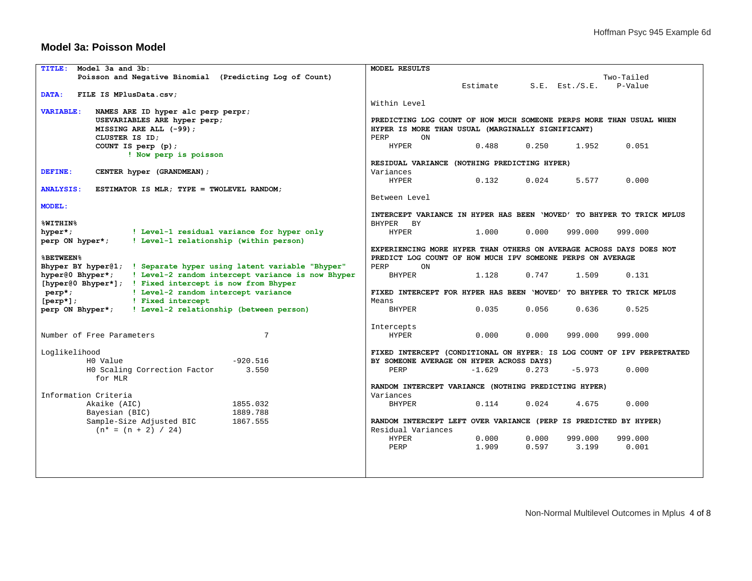## Model 3a: Poisson Model

```
TITLE:  Model 3a and 3b:
        Poisson and Negative Binomial  (Predicting Log of Count)

DATA:   FILE IS MPlusData.csv;

VARIABLE:   NAMES ARE ID hyper alc perp perpr;
            USEVARIABLES ARE hyper perp;
            MISSING ARE ALL (-99);
            CLUSTER IS ID;
            COUNT IS perp (p);
                   ! Now perp is poisson

DEFINE:     CENTER hyper (GRANDMEAN);

ANALYSIS:   ESTIMATOR IS MLR; TYPE = TWOLEVEL RANDOM;

MODEL:

%WITHIN%
hyper*;             ! Level-1 residual variance for hyper only
perp ON hyper*;     ! Level-1 relationship (within person)

%BETWEEN%
Bhyper BY hyper@1;  ! Separate hyper using latent variable "Bhyper"
hyper@0 Bhyper*;    ! Level-2 random intercept variance is now Bhyper
[hyper@0 Bhyper*];  ! Fixed intercept is now from Bhyper
 perp*;             ! Level-2 random intercept variance
[perp*];            ! Fixed intercept
perp ON Bhyper*;    ! Level-2 relationship (between person)


Number of Free Parameters                       7

Loglikelihood
          H0 Value                       -920.516
          H0 Scaling Correction Factor      3.550
            for MLR

Information Criteria
          Akaike (AIC)                   1855.032
          Bayesian (BIC)                 1889.788
          Sample-Size Adjusted BIC       1867.555
            (n* = (n + 2) / 24)
```

```
MODEL RESULTS
                                                           Two-Tailed
                    Estimate       S.E.  Est./S.E.    P-Value

Within Level

PREDICTING LOG COUNT OF HOW MUCH SOMEONE PERPS MORE THAN USUAL WHEN
HYPER IS MORE THAN USUAL (MARGINALLY SIGNIFICANT)
PERP       ON
    HYPER              0.488      0.250      1.952      0.051

RESIDUAL VARIANCE (NOTHING PREDICTING HYPER)
Variances
    HYPER              0.132      0.024      5.577      0.000

Between Level

INTERCEPT VARIANCE IN HYPER HAS BEEN 'MOVED' TO BHYPER TO TRICK MPLUS
BHYPER   BY
    HYPER              1.000      0.000    999.000    999.000

EXPERIENCING MORE HYPER THAN OTHERS ON AVERAGE ACROSS DAYS DOES NOT
PREDICT LOG COUNT OF HOW MUCH IPV SOMEONE PERPS ON AVERAGE
PERP       ON
    BHYPER             1.128      0.747      1.509      0.131

FIXED INTERCEPT FOR HYPER HAS BEEN 'MOVED' TO BHYPER TO TRICK MPLUS
Means
    BHYPER             0.035      0.056      0.636      0.525

Intercepts
    HYPER              0.000      0.000    999.000    999.000

FIXED INTERCEPT (CONDITIONAL ON HYPER: IS LOG COUNT OF IPV PERPETRATED
BY SOMEONE AVERAGE ON HYPER ACROSS DAYS)
    PERP              -1.629      0.273     -5.973      0.000

RANDOM INTERCEPT VARIANCE (NOTHING PREDICTING HYPER)
Variances
    BHYPER             0.114      0.024      4.675      0.000

RANDOM INTERCEPT LEFT OVER VARIANCE (PERP IS PREDICTED BY HYPER)
Residual Variances
    HYPER              0.000      0.000    999.000    999.000
    PERP               1.909      0.597      3.199      0.001
```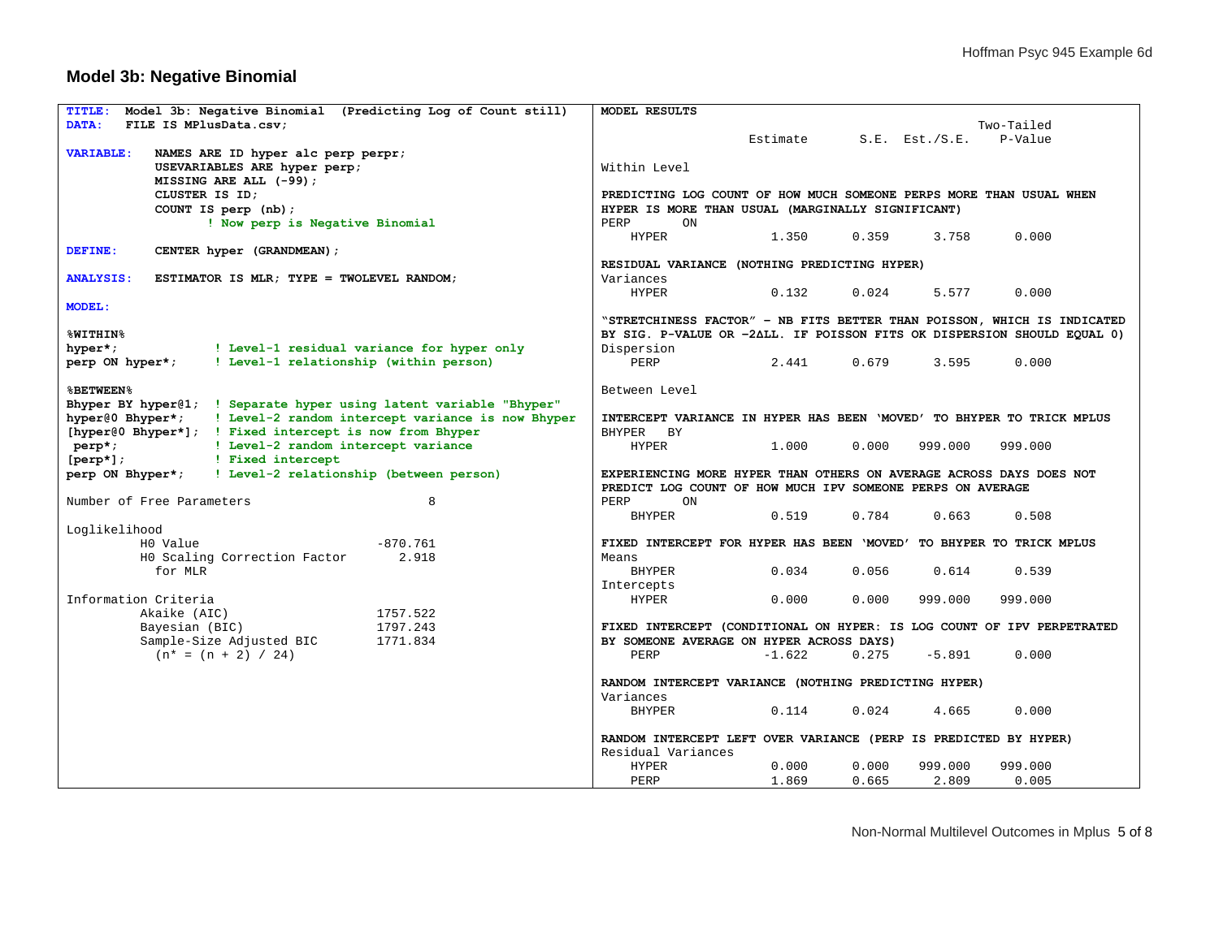## Model 3b: Negative Binomial

```
TITLE:  Model 3b: Negative Binomial  (Predicting Log of Count still)
DATA:   FILE IS MPlusData.csv;

VARIABLE:   NAMES ARE ID hyper alc perp perpr;
            USEVARIABLES ARE hyper perp;
            MISSING ARE ALL (-99);
            CLUSTER IS ID;
            COUNT IS perp (nb);
                   ! Now perp is Negative Binomial

DEFINE:     CENTER hyper (GRANDMEAN);

ANALYSIS:   ESTIMATOR IS MLR; TYPE = TWOLEVEL RANDOM;

MODEL:

%WITHIN%
hyper*;            ! Level-1 residual variance for hyper only
perp ON hyper*;    ! Level-1 relationship (within person)

%BETWEEN%
Bhyper BY hyper@1;  ! Separate hyper using latent variable "Bhyper"
hyper@0 Bhyper*;    ! Level-2 random intercept variance is now Bhyper
[hyper@0 Bhyper*];  ! Fixed intercept is now from Bhyper
 perp*;             ! Level-2 random intercept variance
[perp*];            ! Fixed intercept
perp ON Bhyper*;    ! Level-2 relationship (between person)

Number of Free Parameters                        8

Loglikelihood
          H0 Value                        -870.761
          H0 Scaling Correction Factor       2.918
            for MLR

Information Criteria
          Akaike (AIC)                    1757.522
          Bayesian (BIC)                  1797.243
          Sample-Size Adjusted BIC        1771.834
            (n* = (n + 2) / 24)
```

```
MODEL RESULTS
                                                           Two-Tailed
                    Estimate       S.E.  Est./S.E.    P-Value

Within Level

PREDICTING LOG COUNT OF HOW MUCH SOMEONE PERPS MORE THAN USUAL WHEN
HYPER IS MORE THAN USUAL (MARGINALLY SIGNIFICANT)
PERP       ON
    HYPER              1.350      0.359      3.758      0.000

RESIDUAL VARIANCE (NOTHING PREDICTING HYPER)
Variances
    HYPER              0.132      0.024      5.577      0.000

"STRETCHINESS FACTOR" – NB FITS BETTER THAN POISSON, WHICH IS INDICATED
BY SIG. P-VALUE OR −2ΔLL. IF POISSON FITS OK DISPERSION SHOULD EQUAL 0)
Dispersion
    PERP               2.441      0.679      3.595      0.000

Between Level

INTERCEPT VARIANCE IN HYPER HAS BEEN 'MOVED' TO BHYPER TO TRICK MPLUS
BHYPER   BY
    HYPER              1.000      0.000    999.000    999.000

EXPERIENCING MORE HYPER THAN OTHERS ON AVERAGE ACROSS DAYS DOES NOT
PREDICT LOG COUNT OF HOW MUCH IPV SOMEONE PERPS ON AVERAGE
PERP       ON
    BHYPER             0.519      0.784      0.663      0.508

FIXED INTERCEPT FOR HYPER HAS BEEN 'MOVED' TO BHYPER TO TRICK MPLUS
Means
    BHYPER             0.034      0.056      0.614      0.539
Intercepts
    HYPER              0.000      0.000    999.000    999.000

FIXED INTERCEPT (CONDITIONAL ON HYPER: IS LOG COUNT OF IPV PERPETRATED
BY SOMEONE AVERAGE ON HYPER ACROSS DAYS)
    PERP              -1.622      0.275     -5.891      0.000

RANDOM INTERCEPT VARIANCE (NOTHING PREDICTING HYPER)
Variances
    BHYPER             0.114      0.024      4.665      0.000

RANDOM INTERCEPT LEFT OVER VARIANCE (PERP IS PREDICTED BY HYPER)
Residual Variances
    HYPER              0.000      0.000    999.000    999.000
    PERP               1.869      0.665      2.809      0.005
```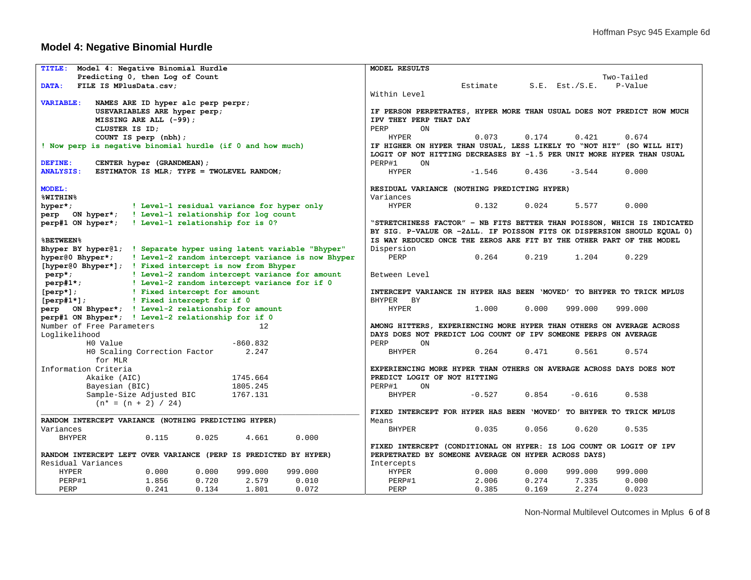## Model 4: Negative Binomial Hurdle

```
TITLE:  Model 4: Negative Binomial Hurdle
        Predicting 0, then Log of Count
DATA:   FILE IS MPlusData.csv;

VARIABLE:   NAMES ARE ID hyper alc perp perpr;
            USEVARIABLES ARE hyper perp;
            MISSING ARE ALL (-99);
            CLUSTER IS ID;
            COUNT IS perp (nbh);
! Now perp is negative binomial hurdle (if 0 and how much)

DEFINE:     CENTER hyper (GRANDMEAN);
ANALYSIS:   ESTIMATOR IS MLR; TYPE = TWOLEVEL RANDOM;

MODEL:
%WITHIN%
hyper*;             ! Level-1 residual variance for hyper only
perp   ON hyper*;   ! Level-1 relationship for log count
perp#1 ON hyper*;   ! Level-1 relationship for is 0?

%BETWEEN%
Bhyper BY hyper@1;  ! Separate hyper using latent variable "Bhyper"
hyper@0 Bhyper*;    ! Level-2 random intercept variance is now Bhyper
[hyper@0 Bhyper*];  ! Fixed intercept is now from Bhyper
 perp*;             ! Level-2 random intercept variance for amount
 perp#1*;           ! Level-2 random intercept variance for if 0
[perp*];            ! Fixed intercept for amount
[perp#1*];          ! Fixed intercept for if 0
perp   ON Bhyper*;  ! Level-2 relationship for amount
perp#1 ON Bhyper*;  ! Level-2 relationship for if 0
```

```
Number of Free Parameters                       12
Loglikelihood
          H0 Value                        -860.832
          H0 Scaling Correction Factor       2.247
            for MLR
Information Criteria
          Akaike (AIC)                    1745.664
          Bayesian (BIC)                  1805.245
          Sample-Size Adjusted BIC        1767.131
            (n* = (n + 2) / 24)
```

```
MODEL RESULTS
                                                    Two-Tailed
                    Estimate       S.E.  Est./S.E.    P-Value
Within Level

IF PERSON PERPETRATES, HYPER MORE THAN USUAL DOES NOT PREDICT HOW MUCH
IPV THEY PERP THAT DAY
 PERP       ON
    HYPER              0.073      0.174      0.421      0.674
IF HIGHER ON HYPER THAN USUAL, LESS LIKELY TO "NOT HIT" (SO WILL HIT)
LOGIT OF NOT HITTING DECREASES BY -1.5 PER UNIT MORE HYPER THAN USUAL
 PERP#1     ON
    HYPER             -1.546      0.436     -3.544      0.000

RESIDUAL VARIANCE (NOTHING PREDICTING HYPER)
 Variances
    HYPER              0.132      0.024      5.577      0.000

"STRETCHINESS FACTOR" – NB FITS BETTER THAN POISSON, WHICH IS INDICATED
BY SIG. P-VALUE OR −2ΔLL. IF POISSON FITS OK DISPERSION SHOULD EQUAL 0)
IS WAY REDUCED ONCE THE ZEROS ARE FIT BY THE OTHER PART OF THE MODEL
 Dispersion
    PERP               0.264      0.219      1.204      0.229

Between Level

INTERCEPT VARIANCE IN HYPER HAS BEEN 'MOVED' TO BHYPER TO TRICK MPLUS
 BHYPER   BY
    HYPER              1.000      0.000    999.000    999.000

AMONG HITTERS, EXPERIENCING MORE HYPER THAN OTHERS ON AVERAGE ACROSS
DAYS DOES NOT PREDICT LOG COUNT OF IPV SOMEONE PERPS ON AVERAGE
 PERP       ON
    BHYPER             0.264      0.471      0.561      0.574

EXPERIENCING MORE HYPER THAN OTHERS ON AVERAGE ACROSS DAYS DOES NOT
PREDICT LOGIT OF NOT HITTING
 PERP#1     ON
    BHYPER            -0.527      0.854     -0.616      0.538

FIXED INTERCEPT FOR HYPER HAS BEEN 'MOVED' TO BHYPER TO TRICK MPLUS
 Means
    BHYPER             0.035      0.056      0.620      0.535

FIXED INTERCEPT (CONDITIONAL ON HYPER: IS LOG COUNT OR LOGIT OF IPV
PERPETRATED BY SOMEONE AVERAGE ON HYPER ACROSS DAYS)
 Intercepts
    HYPER              0.000      0.000    999.000    999.000
    PERP#1             2.006      0.274      7.335      0.000
    PERP               0.385      0.169      2.274      0.023

RANDOM INTERCEPT VARIANCE (NOTHING PREDICTING HYPER)
 Variances
    BHYPER             0.115      0.025      4.661      0.000

RANDOM INTERCEPT LEFT OVER VARIANCE (PERP IS PREDICTED BY HYPER)
 Residual Variances
    HYPER              0.000      0.000    999.000    999.000
    PERP#1             1.856      0.720      2.579      0.010
    PERP               0.241      0.134      1.801      0.072
```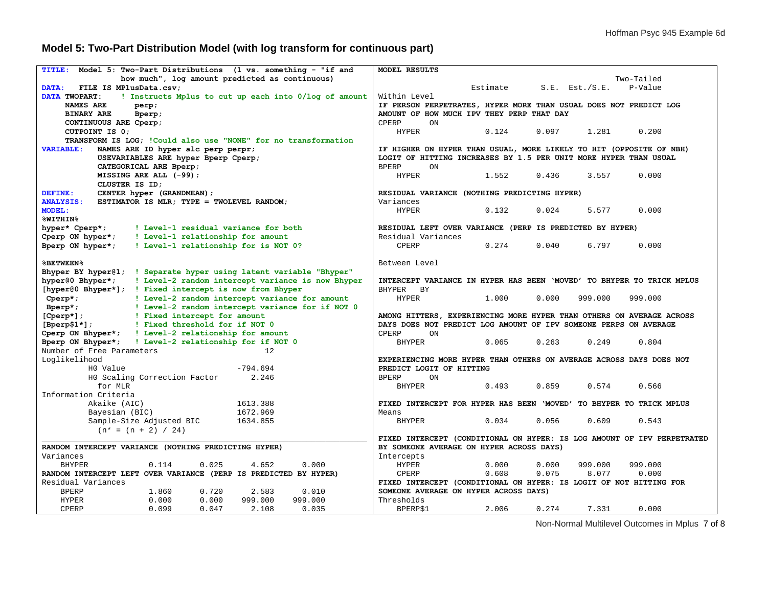## Model 5: Two-Part Distribution Model (with log transform for continuous part)

```
TITLE:  Model 5: Two-Part Distributions  (1 vs. something - "if and
                  how much", log amount predicted as continuous)
DATA:   FILE IS MPlusData.csv;
DATA TWOPART:    ! Instructs Mplus to cut up each into 0/log of amount
     NAMES ARE      perp;
     BINARY ARE     Bperp;
     CONTINUOUS ARE Cperp;
     CUTPOINT IS 0;
     TRANSFORM IS LOG; !Could also use "NONE" for no transformation
VARIABLE:   NAMES ARE ID hyper alc perp perpr;
            USEVARIABLES ARE hyper Bperp Cperp;
            CATEGORICAL ARE Bperp;
            MISSING ARE ALL (-99);
            CLUSTER IS ID;
DEFINE:     CENTER hyper (GRANDMEAN);
ANALYSIS:   ESTIMATOR IS MLR; TYPE = TWOLEVEL RANDOM;
MODEL:
%WITHIN%
hyper* Cperp*;      ! Level-1 residual variance for both
Cperp ON hyper*;    ! Level-1 relationship for amount
Bperp ON hyper*;    ! Level-1 relationship for is NOT 0?

%BETWEEN%
Bhyper BY hyper@1;  ! Separate hyper using latent variable "Bhyper"
hyper@0 Bhyper*;    ! Level-2 random intercept variance is now Bhyper
[hyper@0 Bhyper*];  ! Fixed intercept is now from Bhyper
 Cperp*;            ! Level-2 random intercept variance for amount
 Bperp*;            ! Level-2 random intercept variance for if NOT 0
[Cperp*];           ! Fixed intercept for amount
[Bperp$1*];         ! Fixed threshold for if NOT 0
Cperp ON Bhyper*;   ! Level-2 relationship for amount
Bperp ON Bhyper*;   ! Level-2 relationship for if NOT 0
```

```
Number of Free Parameters                       12
Loglikelihood
          H0 Value                        -794.694
          H0 Scaling Correction Factor       2.246
            for MLR
Information Criteria
          Akaike (AIC)                    1613.388
          Bayesian (BIC)                  1672.969
          Sample-Size Adjusted BIC        1634.855
            (n* = (n + 2) / 24)
```

```
RANDOM INTERCEPT VARIANCE (NOTHING PREDICTING HYPER)
Variances
    BHYPER             0.114      0.025      4.652      0.000
RANDOM INTERCEPT LEFT OVER VARIANCE (PERP IS PREDICTED BY HYPER)
Residual Variances
    BPERP              1.860      0.720      2.583      0.010
    HYPER              0.000      0.000    999.000    999.000
    CPERP              0.099      0.047      2.108      0.035
```

```
MODEL RESULTS
                                                    Two-Tailed
                    Estimate       S.E.  Est./S.E.    P-Value
Within Level
IF PERSON PERPETRATES, HYPER MORE THAN USUAL DOES NOT PREDICT LOG
AMOUNT OF HOW MUCH IPV THEY PERP THAT DAY
CPERP      ON
    HYPER              0.124      0.097      1.281      0.200

IF HIGHER ON HYPER THAN USUAL, MORE LIKELY TO HIT (OPPOSITE OF NBH)
LOGIT OF HITTING INCREASES BY 1.5 PER UNIT MORE HYPER THAN USUAL
BPERP      ON
    HYPER              1.552      0.436      3.557      0.000

RESIDUAL VARIANCE (NOTHING PREDICTING HYPER)
Variances
    HYPER              0.132      0.024      5.577      0.000

RESIDUAL LEFT OVER VARIANCE (PERP IS PREDICTED BY HYPER)
Residual Variances
    CPERP              0.274      0.040      6.797      0.000

Between Level

INTERCEPT VARIANCE IN HYPER HAS BEEN 'MOVED' TO BHYPER TO TRICK MPLUS
BHYPER   BY
    HYPER              1.000      0.000    999.000    999.000

AMONG HITTERS, EXPERIENCING MORE HYPER THAN OTHERS ON AVERAGE ACROSS
DAYS DOES NOT PREDICT LOG AMOUNT OF IPV SOMEONE PERPS ON AVERAGE
CPERP      ON
    BHYPER             0.065      0.263      0.249      0.804

EXPERIENCING MORE HYPER THAN OTHERS ON AVERAGE ACROSS DAYS DOES NOT
PREDICT LOGIT OF HITTING
BPERP      ON
    BHYPER             0.493      0.859      0.574      0.566

FIXED INTERCEPT FOR HYPER HAS BEEN 'MOVED' TO BHYPER TO TRICK MPLUS
Means
    BHYPER             0.034      0.056      0.609      0.543

FIXED INTERCEPT (CONDITIONAL ON HYPER: IS LOG AMOUNT OF IPV PERPETRATED
BY SOMEONE AVERAGE ON HYPER ACROSS DAYS)
Intercepts
    HYPER              0.000      0.000    999.000    999.000
    CPERP              0.608      0.075      8.077      0.000
FIXED INTERCEPT (CONDITIONAL ON HYPER: IS LOGIT OF NOT HITTING FOR
SOMEONE AVERAGE ON HYPER ACROSS DAYS)
Thresholds
    BPERP$1            2.006      0.274      7.331      0.000
```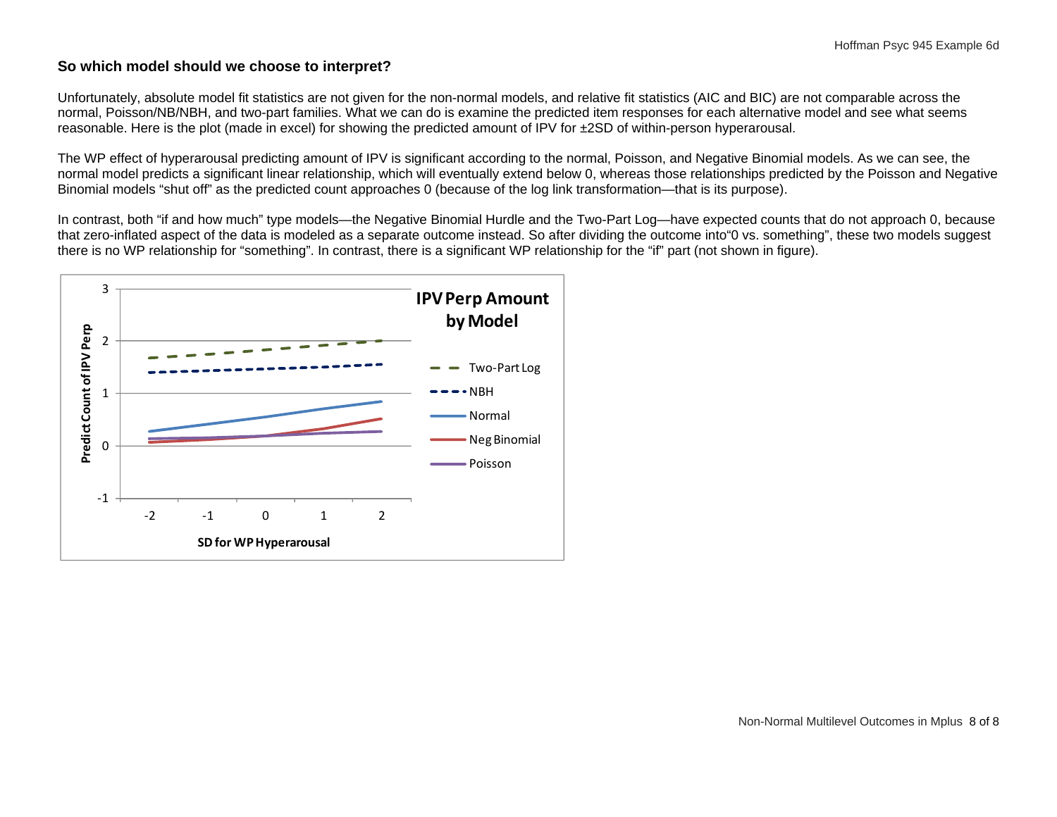### So which model should we choose to interpret?

Unfortunately, absolute model fit statistics are not given for the non-normal models, and relative fit statistics (AIC and BIC) are not comparable across the normal, Poisson/NB/NBH, and two-part families. What we can do is examine the predicted item responses for each alternative model and see what seems reasonable. Here is the plot (made in excel) for showing the predicted amount of IPV for ±2SD of within-person hyperarousal.

The WP effect of hyperarousal predicting amount of IPV is significant according to the normal, Poisson, and Negative Binomial models. As we can see, the normal model predicts a significant linear relationship, which will eventually extend below 0, whereas those relationships predicted by the Poisson and Negative Binomial models "shut off" as the predicted count approaches 0 (because of the log link transformation—that is its purpose).

In contrast, both "if and how much" type models—the Negative Binomial Hurdle and the Two-Part Log—have expected counts that do not approach 0, because that zero-inflated aspect of the data is modeled as a separate outcome instead. So after dividing the outcome into"0 vs. something", these two models suggest there is no WP relationship for "something". In contrast, there is a significant WP relationship for the "if" part (not shown in figure).

IPV Perp Amount by Model

Predict Count of IPV Perp

3
2
1
0
-1

-2 -1 0 1 2

SD for WP Hyperarousal

Two-Part Log
NBH
Normal
Neg Binomial
Poisson